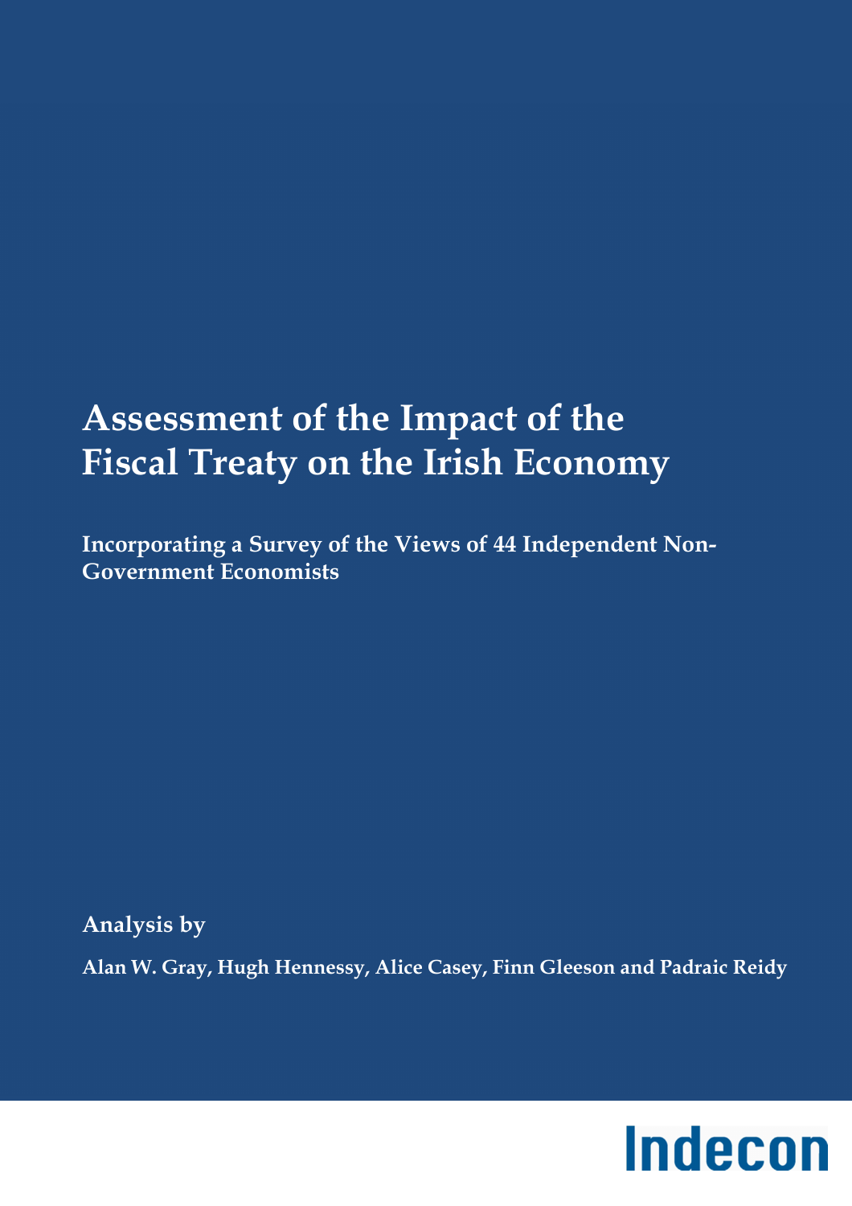# Assessment of the Impact of the Fiscal Treaty on the Irish Economy

**Incorporating a Survey of the Views of 44 Independent Non-Government Economists**

**Analysis by**

**Alan W. Gray, Hugh Hennessy, Alice Casey, Finn Gleeson and Padraic Reidy**

**Indecon**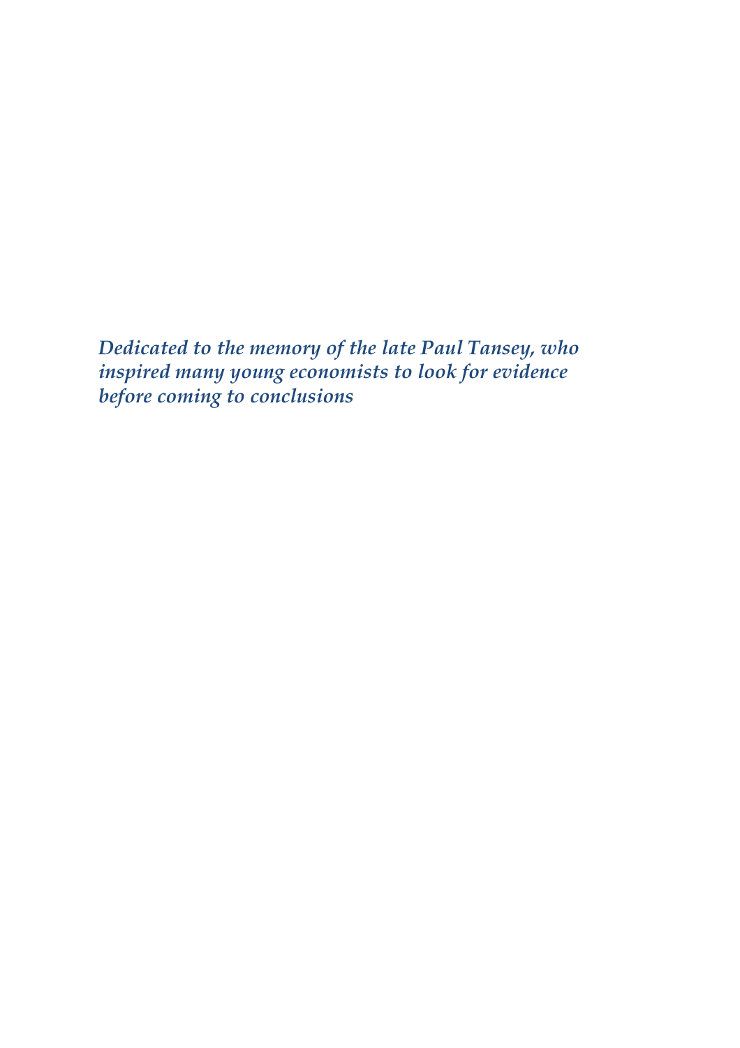***Dedicated to the memory of the late Paul Tansey, who inspired many young economists to look for evidence before coming to conclusions***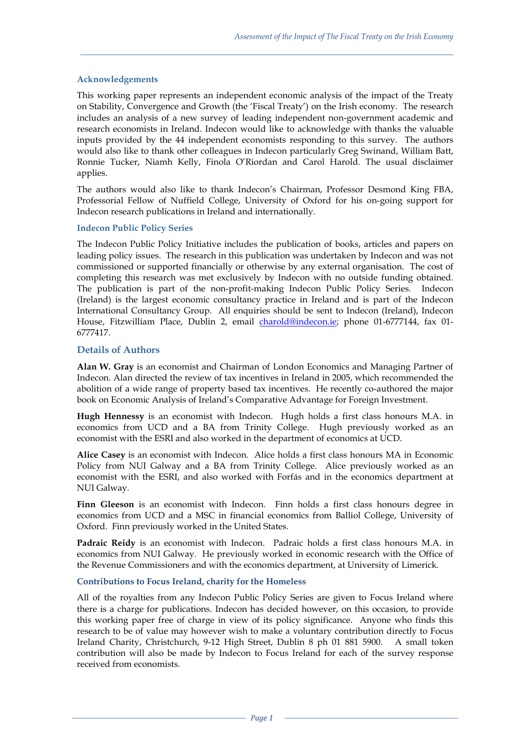### Acknowledgements

This working paper represents an independent economic analysis of the impact of the Treaty on Stability, Convergence and Growth (the 'Fiscal Treaty') on the Irish economy. The research includes an analysis of a new survey of leading independent non-government academic and research economists in Ireland. Indecon would like to acknowledge with thanks the valuable inputs provided by the 44 independent economists responding to this survey. The authors would also like to thank other colleagues in Indecon particularly Greg Swinand, William Batt, Ronnie Tucker, Niamh Kelly, Finola O'Riordan and Carol Harold. The usual disclaimer applies.

The authors would also like to thank Indecon's Chairman, Professor Desmond King FBA, Professorial Fellow of Nuffield College, University of Oxford for his on-going support for Indecon research publications in Ireland and internationally.

### Indecon Public Policy Series

The Indecon Public Policy Initiative includes the publication of books, articles and papers on leading policy issues. The research in this publication was undertaken by Indecon and was not commissioned or supported financially or otherwise by any external organisation. The cost of completing this research was met exclusively by Indecon with no outside funding obtained. The publication is part of the non-profit-making Indecon Public Policy Series. Indecon (Ireland) is the largest economic consultancy practice in Ireland and is part of the Indecon International Consultancy Group. All enquiries should be sent to Indecon (Ireland), Indecon House, Fitzwilliam Place, Dublin 2, email charold@indecon.ie; phone 01-6777144, fax 01-6777417.

## Details of Authors

**Alan W. Gray** is an economist and Chairman of London Economics and Managing Partner of Indecon. Alan directed the review of tax incentives in Ireland in 2005, which recommended the abolition of a wide range of property based tax incentives. He recently co-authored the major book on Economic Analysis of Ireland's Comparative Advantage for Foreign Investment.

**Hugh Hennessy** is an economist with Indecon. Hugh holds a first class honours M.A. in economics from UCD and a BA from Trinity College. Hugh previously worked as an economist with the ESRI and also worked in the department of economics at UCD.

**Alice Casey** is an economist with Indecon. Alice holds a first class honours MA in Economic Policy from NUI Galway and a BA from Trinity College. Alice previously worked as an economist with the ESRI, and also worked with Forfás and in the economics department at NUI Galway.

**Finn Gleeson** is an economist with Indecon. Finn holds a first class honours degree in economics from UCD and a MSC in financial economics from Balliol College, University of Oxford. Finn previously worked in the United States.

**Padraic Reidy** is an economist with Indecon. Padraic holds a first class honours M.A. in economics from NUI Galway. He previously worked in economic research with the Office of the Revenue Commissioners and with the economics department, at University of Limerick.

### Contributions to Focus Ireland, charity for the Homeless

All of the royalties from any Indecon Public Policy Series are given to Focus Ireland where there is a charge for publications. Indecon has decided however, on this occasion, to provide this working paper free of charge in view of its policy significance. Anyone who finds this research to be of value may however wish to make a voluntary contribution directly to Focus Ireland Charity, Christchurch, 9-12 High Street, Dublin 8 ph 01 881 5900. A small token contribution will also be made by Indecon to Focus Ireland for each of the survey response received from economists.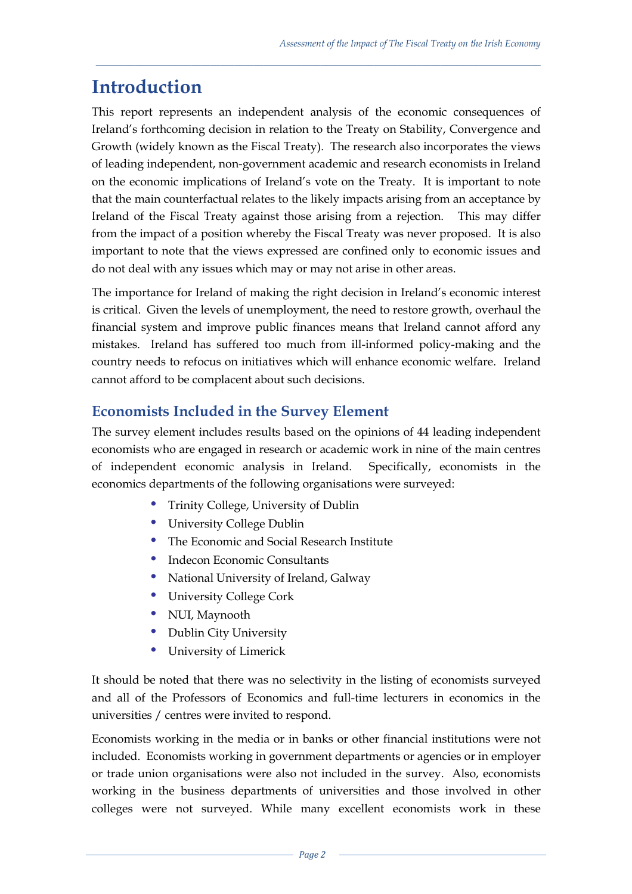# Introduction

This report represents an independent analysis of the economic consequences of Ireland's forthcoming decision in relation to the Treaty on Stability, Convergence and Growth (widely known as the Fiscal Treaty). The research also incorporates the views of leading independent, non-government academic and research economists in Ireland on the economic implications of Ireland's vote on the Treaty. It is important to note that the main counterfactual relates to the likely impacts arising from an acceptance by Ireland of the Fiscal Treaty against those arising from a rejection. This may differ from the impact of a position whereby the Fiscal Treaty was never proposed. It is also important to note that the views expressed are confined only to economic issues and do not deal with any issues which may or may not arise in other areas.

The importance for Ireland of making the right decision in Ireland's economic interest is critical. Given the levels of unemployment, the need to restore growth, overhaul the financial system and improve public finances means that Ireland cannot afford any mistakes. Ireland has suffered too much from ill-informed policy-making and the country needs to refocus on initiatives which will enhance economic welfare. Ireland cannot afford to be complacent about such decisions.

## Economists Included in the Survey Element

The survey element includes results based on the opinions of 44 leading independent economists who are engaged in research or academic work in nine of the main centres of independent economic analysis in Ireland. Specifically, economists in the economics departments of the following organisations were surveyed:

- Trinity College, University of Dublin
- University College Dublin
- The Economic and Social Research Institute
- Indecon Economic Consultants
- National University of Ireland, Galway
- University College Cork
- NUI, Maynooth
- Dublin City University
- University of Limerick

It should be noted that there was no selectivity in the listing of economists surveyed and all of the Professors of Economics and full-time lecturers in economics in the universities / centres were invited to respond.

Economists working in the media or in banks or other financial institutions were not included. Economists working in government departments or agencies or in employer or trade union organisations were also not included in the survey. Also, economists working in the business departments of universities and those involved in other colleges were not surveyed. While many excellent economists work in these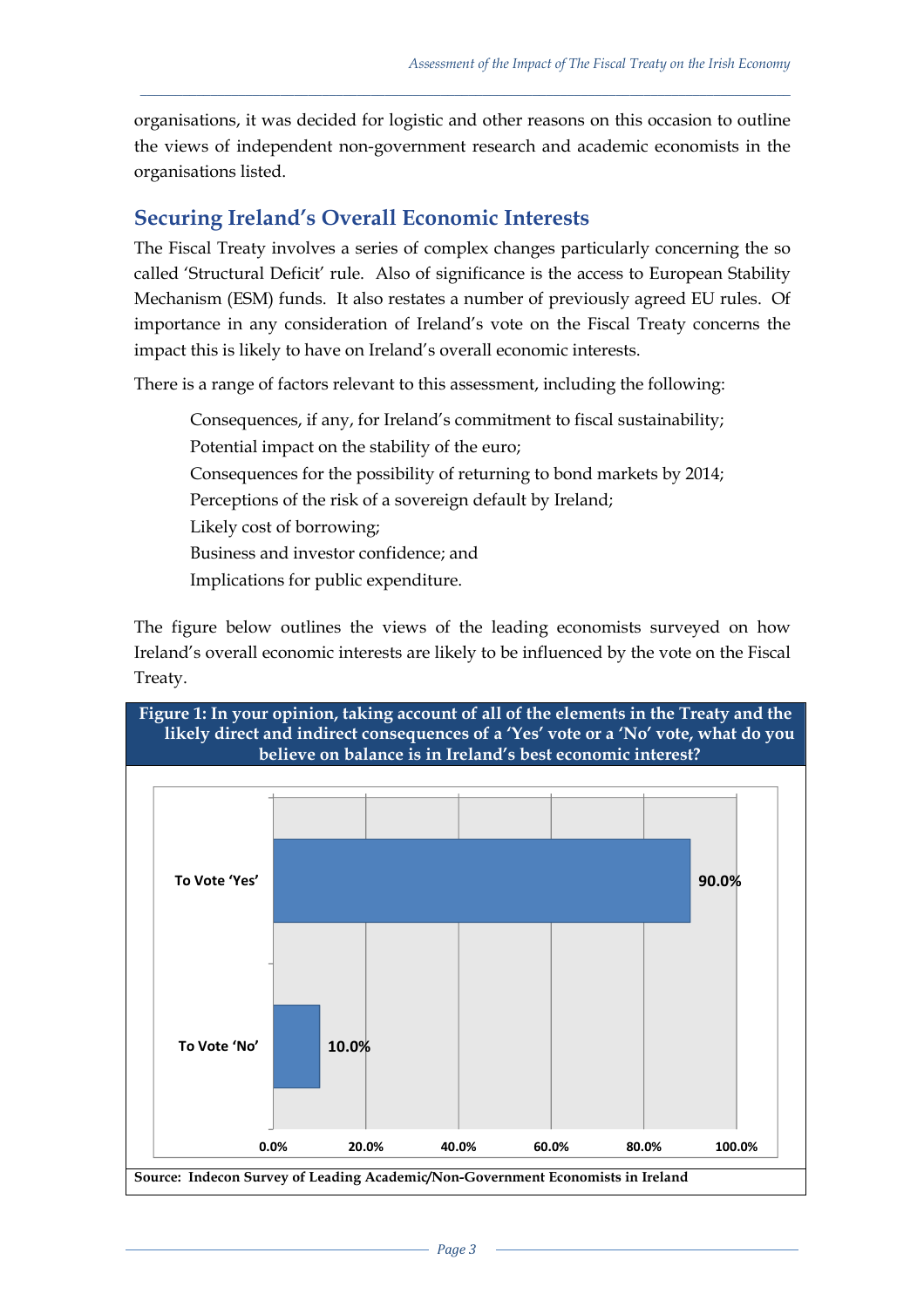organisations, it was decided for logistic and other reasons on this occasion to outline the views of independent non-government research and academic economists in the organisations listed.

## Securing Ireland's Overall Economic Interests

The Fiscal Treaty involves a series of complex changes particularly concerning the so called 'Structural Deficit' rule. Also of significance is the access to European Stability Mechanism (ESM) funds. It also restates a number of previously agreed EU rules. Of importance in any consideration of Ireland's vote on the Fiscal Treaty concerns the impact this is likely to have on Ireland's overall economic interests.

There is a range of factors relevant to this assessment, including the following:

- Consequences, if any, for Ireland's commitment to fiscal sustainability;
- Potential impact on the stability of the euro;
- Consequences for the possibility of returning to bond markets by 2014;
- Perceptions of the risk of a sovereign default by Ireland;
- Likely cost of borrowing;
- Business and investor confidence; and
- Implications for public expenditure.

The figure below outlines the views of the leading economists surveyed on how Ireland's overall economic interests are likely to be influenced by the vote on the Fiscal Treaty.

**Figure 1: In your opinion, taking account of all of the elements in the Treaty and the likely direct and indirect consequences of a 'Yes' vote or a 'No' vote, what do you believe on balance is in Ireland's best economic interest?**

| | % |
|---|---|
| To Vote 'Yes' | 90.0% |
| To Vote 'No' | 10.0% |

**Source: Indecon Survey of Leading Academic/Non-Government Economists in Ireland**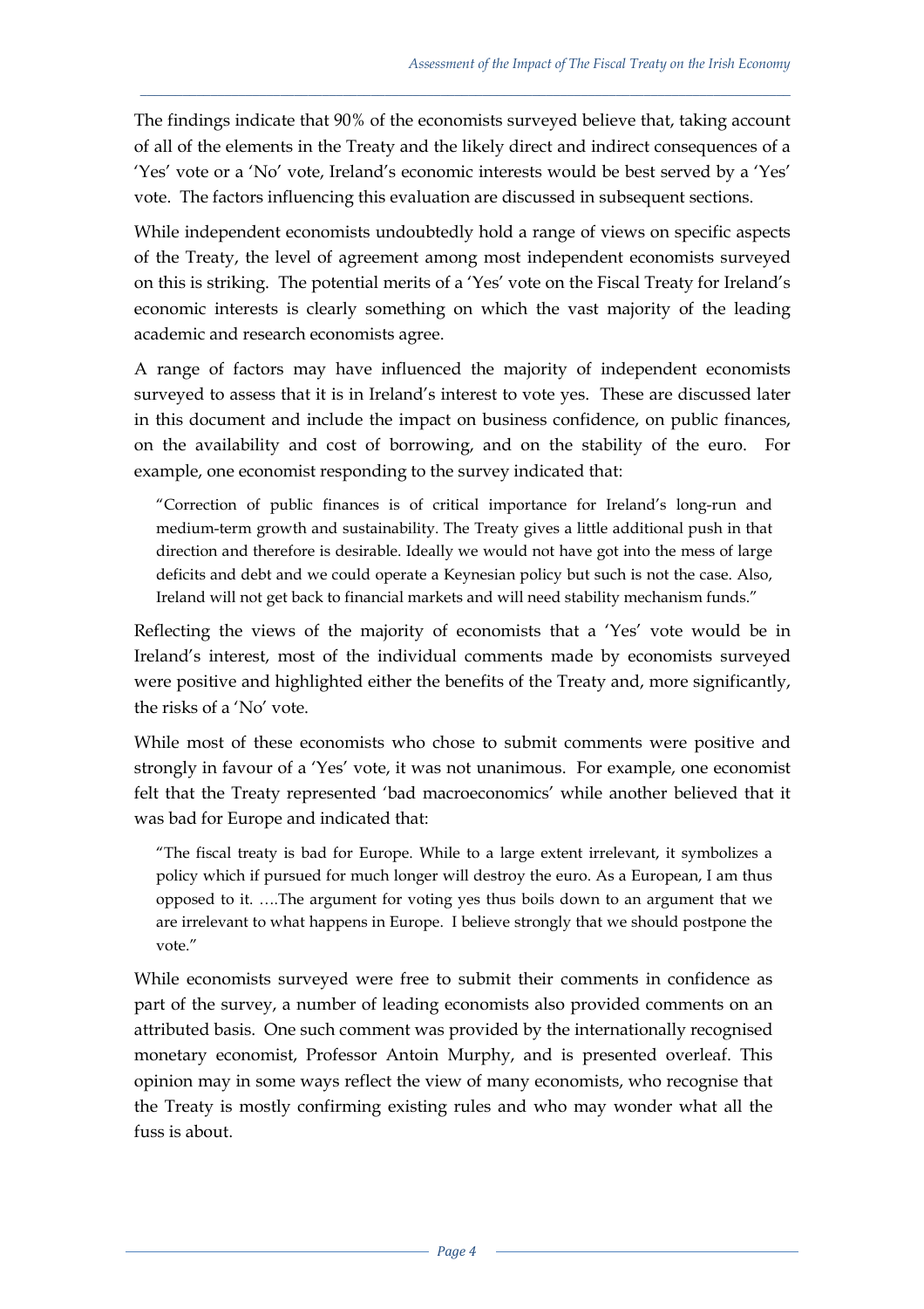The findings indicate that 90% of the economists surveyed believe that, taking account of all of the elements in the Treaty and the likely direct and indirect consequences of a 'Yes' vote or a 'No' vote, Ireland's economic interests would be best served by a 'Yes' vote. The factors influencing this evaluation are discussed in subsequent sections.

While independent economists undoubtedly hold a range of views on specific aspects of the Treaty, the level of agreement among most independent economists surveyed on this is striking. The potential merits of a 'Yes' vote on the Fiscal Treaty for Ireland's economic interests is clearly something on which the vast majority of the leading academic and research economists agree.

A range of factors may have influenced the majority of independent economists surveyed to assess that it is in Ireland's interest to vote yes. These are discussed later in this document and include the impact on business confidence, on public finances, on the availability and cost of borrowing, and on the stability of the euro. For example, one economist responding to the survey indicated that:

> "Correction of public finances is of critical importance for Ireland's long-run and medium-term growth and sustainability. The Treaty gives a little additional push in that direction and therefore is desirable. Ideally we would not have got into the mess of large deficits and debt and we could operate a Keynesian policy but such is not the case. Also, Ireland will not get back to financial markets and will need stability mechanism funds."

Reflecting the views of the majority of economists that a 'Yes' vote would be in Ireland's interest, most of the individual comments made by economists surveyed were positive and highlighted either the benefits of the Treaty and, more significantly, the risks of a 'No' vote.

While most of these economists who chose to submit comments were positive and strongly in favour of a 'Yes' vote, it was not unanimous. For example, one economist felt that the Treaty represented 'bad macroeconomics' while another believed that it was bad for Europe and indicated that:

> "The fiscal treaty is bad for Europe. While to a large extent irrelevant, it symbolizes a policy which if pursued for much longer will destroy the euro. As a European, I am thus opposed to it. ….The argument for voting yes thus boils down to an argument that we are irrelevant to what happens in Europe. I believe strongly that we should postpone the vote."

While economists surveyed were free to submit their comments in confidence as part of the survey, a number of leading economists also provided comments on an attributed basis. One such comment was provided by the internationally recognised monetary economist, Professor Antoin Murphy, and is presented overleaf. This opinion may in some ways reflect the view of many economists, who recognise that the Treaty is mostly confirming existing rules and who may wonder what all the fuss is about.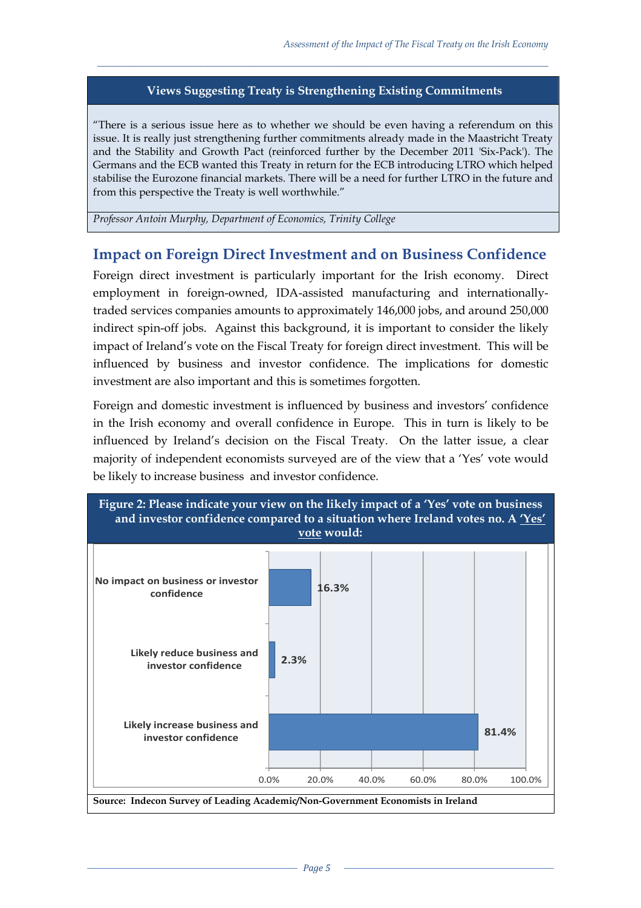**Views Suggesting Treaty is Strengthening Existing Commitments**

"There is a serious issue here as to whether we should be even having a referendum on this issue. It is really just strengthening further commitments already made in the Maastricht Treaty and the Stability and Growth Pact (reinforced further by the December 2011 'Six-Pack'). The Germans and the ECB wanted this Treaty in return for the ECB introducing LTRO which helped stabilise the Eurozone financial markets. There will be a need for further LTRO in the future and from this perspective the Treaty is well worthwhile."

*Professor Antoin Murphy, Department of Economics, Trinity College*

## Impact on Foreign Direct Investment and on Business Confidence

Foreign direct investment is particularly important for the Irish economy. Direct employment in foreign-owned, IDA-assisted manufacturing and internationally-traded services companies amounts to approximately 146,000 jobs, and around 250,000 indirect spin-off jobs. Against this background, it is important to consider the likely impact of Ireland's vote on the Fiscal Treaty for foreign direct investment. This will be influenced by business and investor confidence. The implications for domestic investment are also important and this is sometimes forgotten.

Foreign and domestic investment is influenced by business and investors' confidence in the Irish economy and overall confidence in Europe. This in turn is likely to be influenced by Ireland's decision on the Fiscal Treaty. On the latter issue, a clear majority of independent economists surveyed are of the view that a 'Yes' vote would be likely to increase business and investor confidence.

**Figure 2: Please indicate your view on the likely impact of a 'Yes' vote on business and investor confidence compared to a situation where Ireland votes no. A 'Yes' vote would:**

| Response | Percentage |
|---|---|
| No impact on business or investor confidence | 16.3% |
| Likely reduce business and investor confidence | 2.3% |
| Likely increase business and investor confidence | 81.4% |

**Source: Indecon Survey of Leading Academic/Non-Government Economists in Ireland**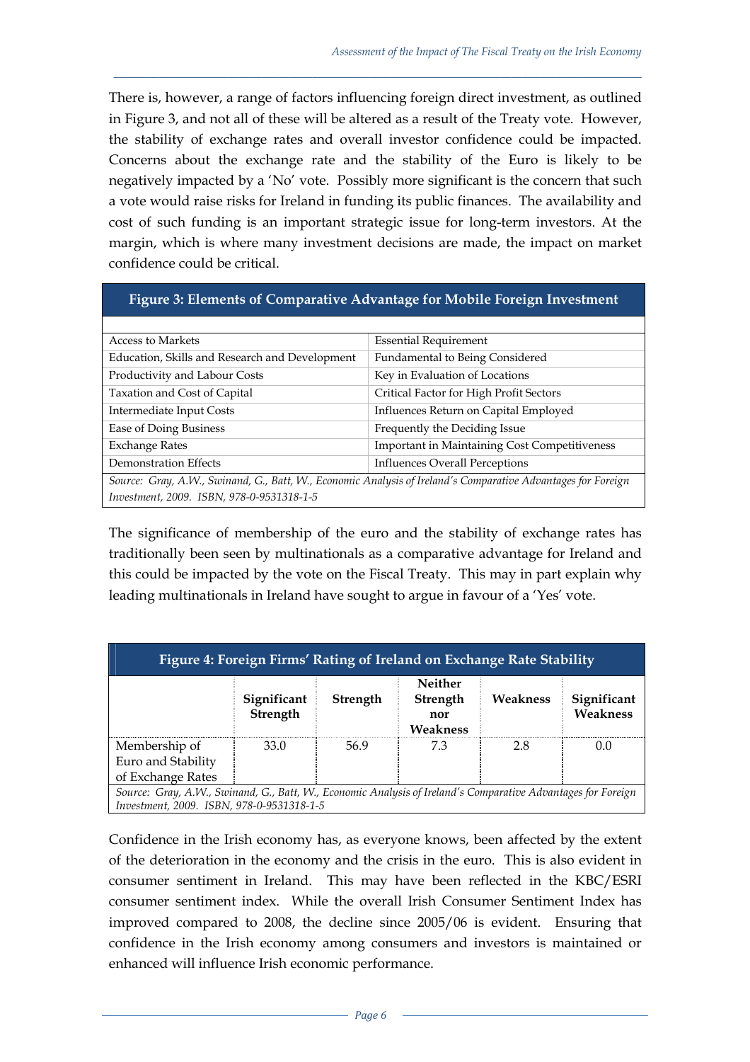There is, however, a range of factors influencing foreign direct investment, as outlined in Figure 3, and not all of these will be altered as a result of the Treaty vote. However, the stability of exchange rates and overall investor confidence could be impacted. Concerns about the exchange rate and the stability of the Euro is likely to be negatively impacted by a 'No' vote. Possibly more significant is the concern that such a vote would raise risks for Ireland in funding its public finances. The availability and cost of such funding is an important strategic issue for long-term investors. At the margin, which is where many investment decisions are made, the impact on market confidence could be critical.

**Figure 3: Elements of Comparative Advantage for Mobile Foreign Investment**

| | |
|---|---|
| Access to Markets | Essential Requirement |
| Education, Skills and Research and Development | Fundamental to Being Considered |
| Productivity and Labour Costs | Key in Evaluation of Locations |
| Taxation and Cost of Capital | Critical Factor for High Profit Sectors |
| Intermediate Input Costs | Influences Return on Capital Employed |
| Ease of Doing Business | Frequently the Deciding Issue |
| Exchange Rates | Important in Maintaining Cost Competitiveness |
| Demonstration Effects | Influences Overall Perceptions |

*Source: Gray, A.W., Swinand, G., Batt, W., Economic Analysis of Ireland's Comparative Advantages for Foreign Investment, 2009. ISBN, 978-0-9531318-1-5*

The significance of membership of the euro and the stability of exchange rates has traditionally been seen by multinationals as a comparative advantage for Ireland and this could be impacted by the vote on the Fiscal Treaty. This may in part explain why leading multinationals in Ireland have sought to argue in favour of a 'Yes' vote.

**Figure 4: Foreign Firms' Rating of Ireland on Exchange Rate Stability**

| | Significant Strength | Strength | Neither Strength nor Weakness | Weakness | Significant Weakness |
|---|---|---|---|---|---|
| Membership of Euro and Stability of Exchange Rates | 33.0 | 56.9 | 7.3 | 2.8 | 0.0 |

*Source: Gray, A.W., Swinand, G., Batt, W., Economic Analysis of Ireland's Comparative Advantages for Foreign Investment, 2009. ISBN, 978-0-9531318-1-5*

Confidence in the Irish economy has, as everyone knows, been affected by the extent of the deterioration in the economy and the crisis in the euro. This is also evident in consumer sentiment in Ireland. This may have been reflected in the KBC/ESRI consumer sentiment index. While the overall Irish Consumer Sentiment Index has improved compared to 2008, the decline since 2005/06 is evident. Ensuring that confidence in the Irish economy among consumers and investors is maintained or enhanced will influence Irish economic performance.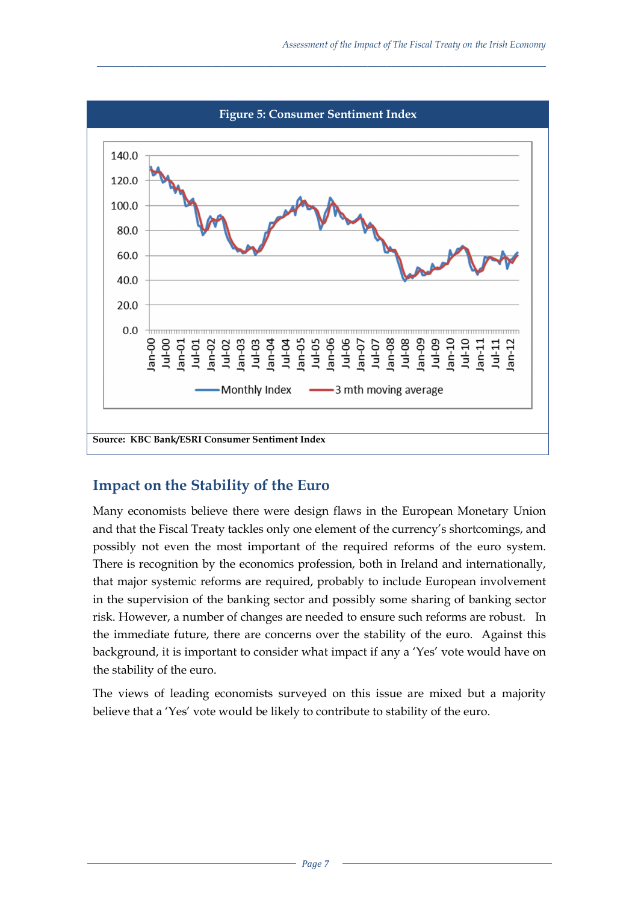**Figure 5: Consumer Sentiment Index**

Source: KBC Bank/ESRI Consumer Sentiment Index

## Impact on the Stability of the Euro

Many economists believe there were design flaws in the European Monetary Union and that the Fiscal Treaty tackles only one element of the currency's shortcomings, and possibly not even the most important of the required reforms of the euro system. There is recognition by the economics profession, both in Ireland and internationally, that major systemic reforms are required, probably to include European involvement in the supervision of the banking sector and possibly some sharing of banking sector risk. However, a number of changes are needed to ensure such reforms are robust. In the immediate future, there are concerns over the stability of the euro. Against this background, it is important to consider what impact if any a 'Yes' vote would have on the stability of the euro.

The views of leading economists surveyed on this issue are mixed but a majority believe that a 'Yes' vote would be likely to contribute to stability of the euro.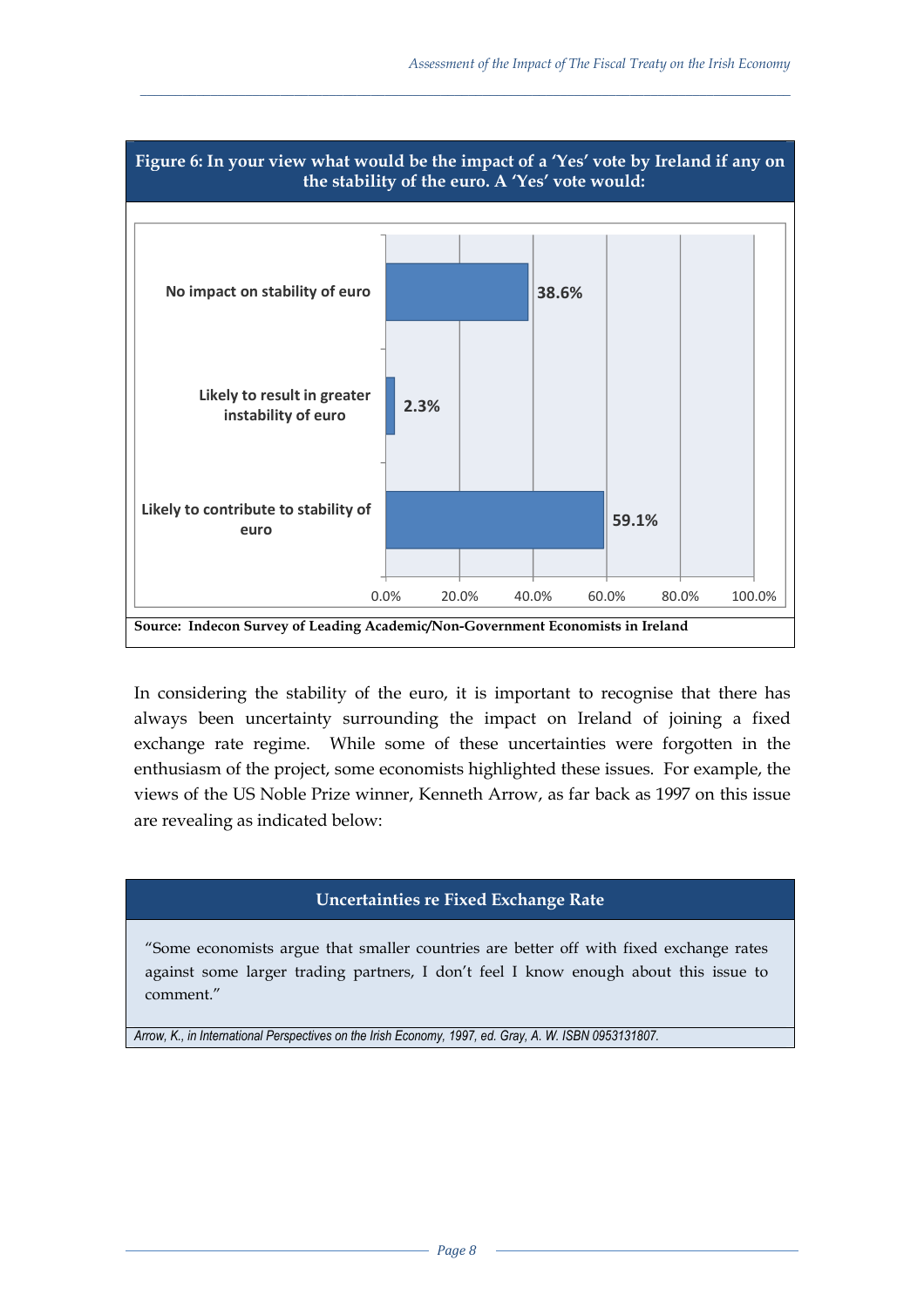**Figure 6: In your view what would be the impact of a 'Yes' vote by Ireland if any on the stability of the euro. A 'Yes' vote would:**

| Response | Percentage |
|---|---|
| No impact on stability of euro | 38.6% |
| Likely to result in greater instability of euro | 2.3% |
| Likely to contribute to stability of euro | 59.1% |

**Source: Indecon Survey of Leading Academic/Non-Government Economists in Ireland**

In considering the stability of the euro, it is important to recognise that there has always been uncertainty surrounding the impact on Ireland of joining a fixed exchange rate regime. While some of these uncertainties were forgotten in the enthusiasm of the project, some economists highlighted these issues. For example, the views of the US Noble Prize winner, Kenneth Arrow, as far back as 1997 on this issue are revealing as indicated below:

**Uncertainties re Fixed Exchange Rate**

"Some economists argue that smaller countries are better off with fixed exchange rates against some larger trading partners, I don't feel I know enough about this issue to comment."

*Arrow, K., in International Perspectives on the Irish Economy, 1997, ed. Gray, A. W. ISBN 0953131807.*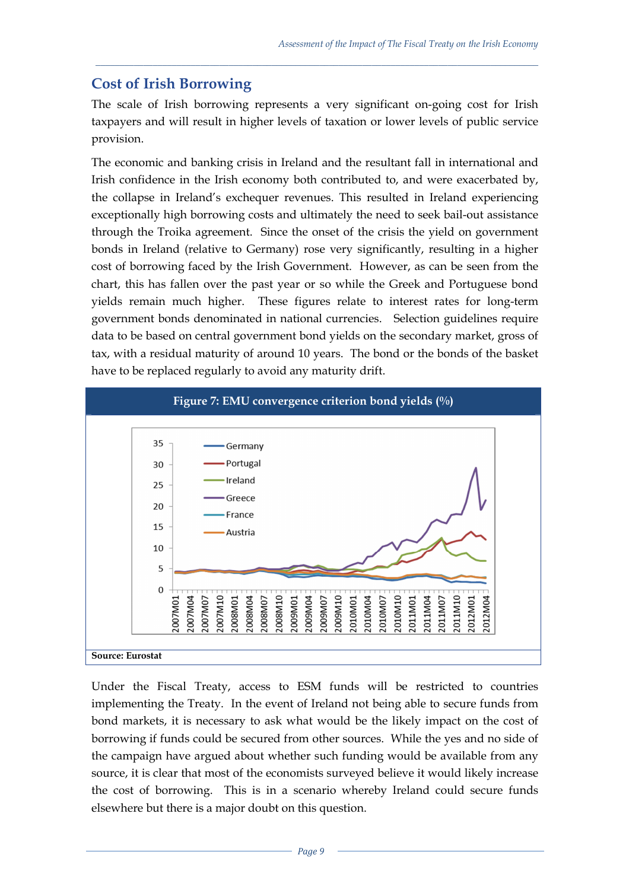## Cost of Irish Borrowing

The scale of Irish borrowing represents a very significant on-going cost for Irish taxpayers and will result in higher levels of taxation or lower levels of public service provision.

The economic and banking crisis in Ireland and the resultant fall in international and Irish confidence in the Irish economy both contributed to, and were exacerbated by, the collapse in Ireland's exchequer revenues. This resulted in Ireland experiencing exceptionally high borrowing costs and ultimately the need to seek bail-out assistance through the Troika agreement. Since the onset of the crisis the yield on government bonds in Ireland (relative to Germany) rose very significantly, resulting in a higher cost of borrowing faced by the Irish Government. However, as can be seen from the chart, this has fallen over the past year or so while the Greek and Portuguese bond yields remain much higher. These figures relate to interest rates for long-term government bonds denominated in national currencies. Selection guidelines require data to be based on central government bond yields on the secondary market, gross of tax, with a residual maturity of around 10 years. The bond or the bonds of the basket have to be replaced regularly to avoid any maturity drift.

**Figure 7: EMU convergence criterion bond yields (%)**

**Source: Eurostat**

Under the Fiscal Treaty, access to ESM funds will be restricted to countries implementing the Treaty. In the event of Ireland not being able to secure funds from bond markets, it is necessary to ask what would be the likely impact on the cost of borrowing if funds could be secured from other sources. While the yes and no side of the campaign have argued about whether such funding would be available from any source, it is clear that most of the economists surveyed believe it would likely increase the cost of borrowing. This is in a scenario whereby Ireland could secure funds elsewhere but there is a major doubt on this question.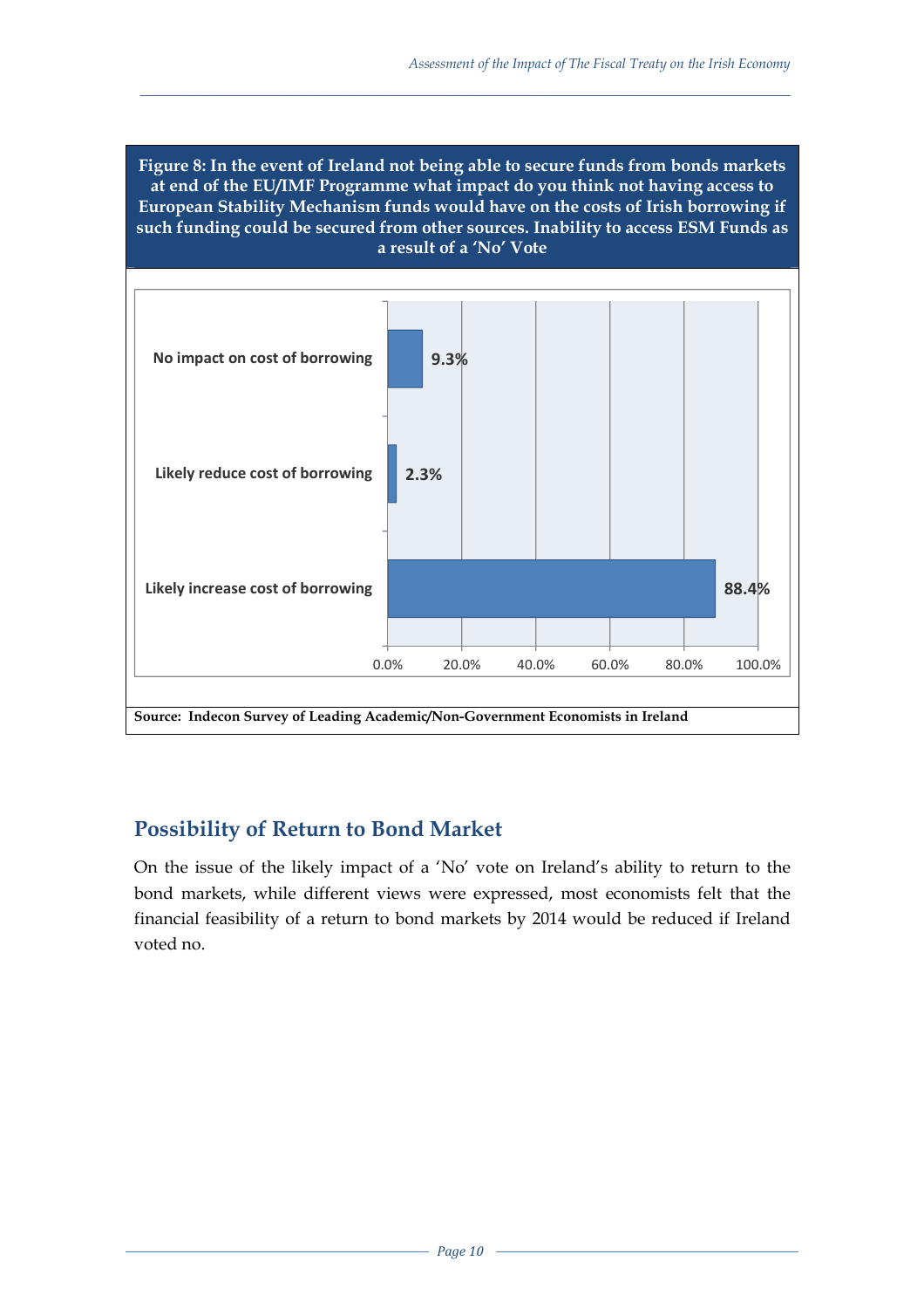**Figure 8: In the event of Ireland not being able to secure funds from bonds markets at end of the EU/IMF Programme what impact do you think not having access to European Stability Mechanism funds would have on the costs of Irish borrowing if such funding could be secured from other sources. Inability to access ESM Funds as a result of a 'No' Vote**

| Response | Percentage |
| --- | --- |
| No impact on cost of borrowing | 9.3% |
| Likely reduce cost of borrowing | 2.3% |
| Likely increase cost of borrowing | 88.4% |

**Source: Indecon Survey of Leading Academic/Non-Government Economists in Ireland**

## Possibility of Return to Bond Market

On the issue of the likely impact of a 'No' vote on Ireland's ability to return to the bond markets, while different views were expressed, most economists felt that the financial feasibility of a return to bond markets by 2014 would be reduced if Ireland voted no.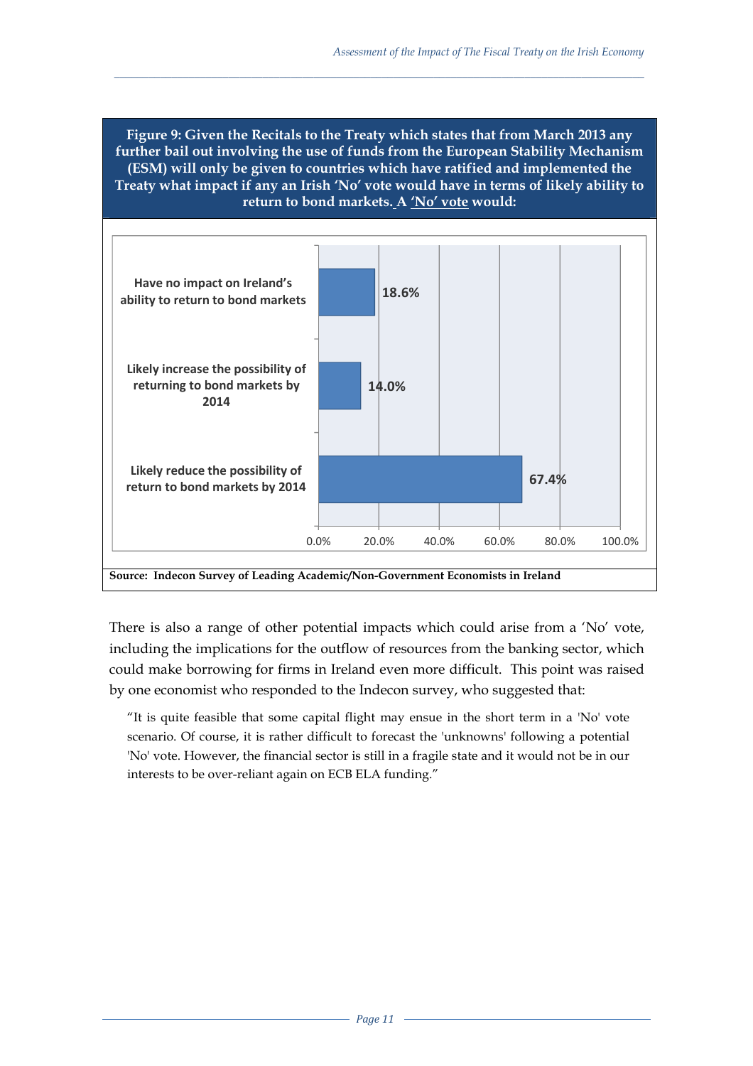**Figure 9: Given the Recitals to the Treaty which states that from March 2013 any further bail out involving the use of funds from the European Stability Mechanism (ESM) will only be given to countries which have ratified and implemented the Treaty what impact if any an Irish 'No' vote would have in terms of likely ability to return to bond markets. A 'No' vote would:**

| Response | Percentage |
| --- | --- |
| Have no impact on Ireland's ability to return to bond markets | 18.6% |
| Likely increase the possibility of returning to bond markets by 2014 | 14.0% |
| Likely reduce the possibility of return to bond markets by 2014 | 67.4% |

**Source: Indecon Survey of Leading Academic/Non-Government Economists in Ireland**

There is also a range of other potential impacts which could arise from a 'No' vote, including the implications for the outflow of resources from the banking sector, which could make borrowing for firms in Ireland even more difficult. This point was raised by one economist who responded to the Indecon survey, who suggested that:

> "It is quite feasible that some capital flight may ensue in the short term in a 'No' vote scenario. Of course, it is rather difficult to forecast the 'unknowns' following a potential 'No' vote. However, the financial sector is still in a fragile state and it would not be in our interests to be over-reliant again on ECB ELA funding."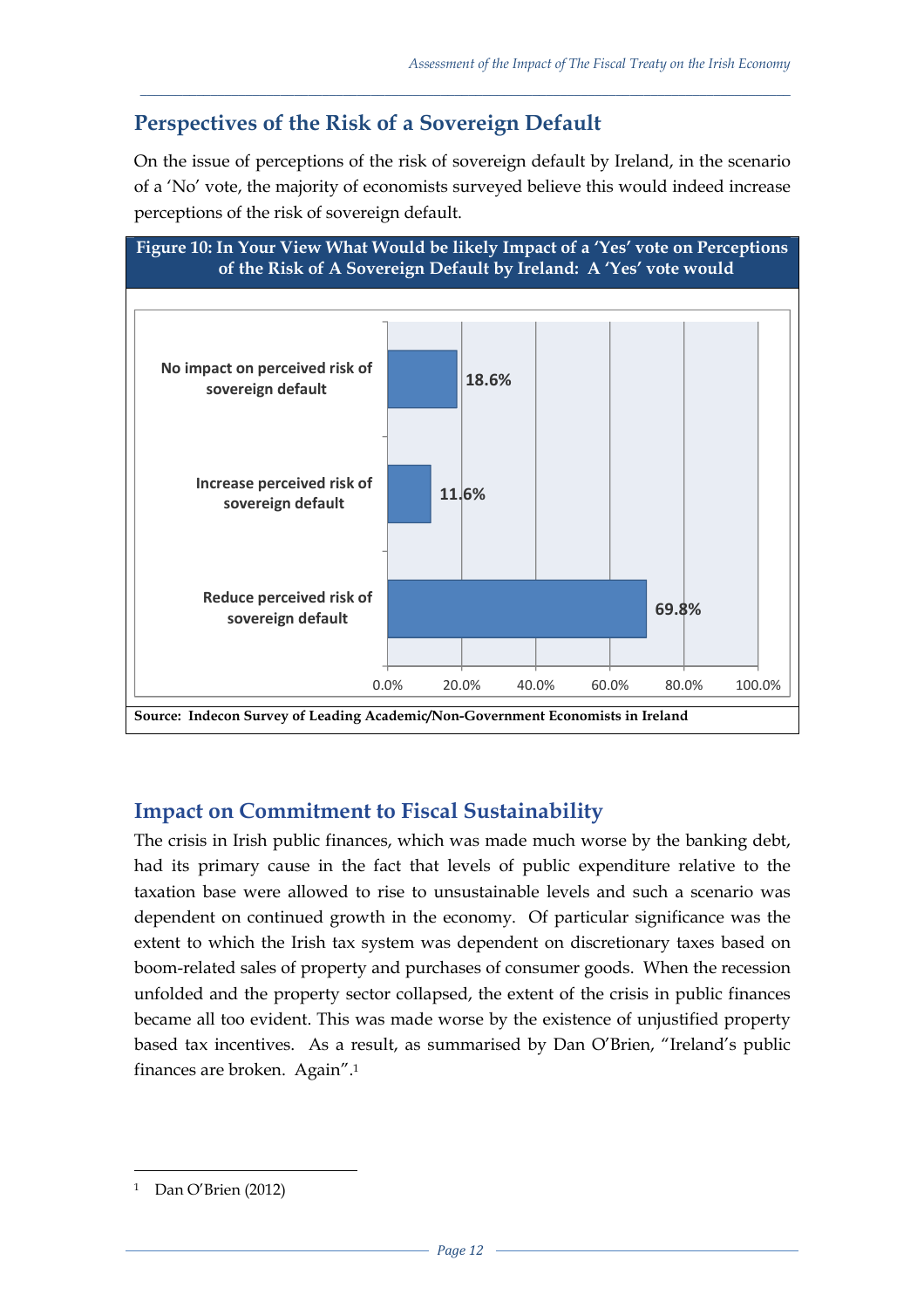## Perspectives of the Risk of a Sovereign Default

On the issue of perceptions of the risk of sovereign default by Ireland, in the scenario of a 'No' vote, the majority of economists surveyed believe this would indeed increase perceptions of the risk of sovereign default.

**Figure 10: In Your View What Would be likely Impact of a 'Yes' vote on Perceptions of the Risk of A Sovereign Default by Ireland: A 'Yes' vote would**

| A 'Yes' vote would | % |
|---|---|
| No impact on perceived risk of sovereign default | 18.6% |
| Increase perceived risk of sovereign default | 11.6% |
| Reduce perceived risk of sovereign default | 69.8% |

**Source: Indecon Survey of Leading Academic/Non-Government Economists in Ireland**

## Impact on Commitment to Fiscal Sustainability

The crisis in Irish public finances, which was made much worse by the banking debt, had its primary cause in the fact that levels of public expenditure relative to the taxation base were allowed to rise to unsustainable levels and such a scenario was dependent on continued growth in the economy. Of particular significance was the extent to which the Irish tax system was dependent on discretionary taxes based on boom-related sales of property and purchases of consumer goods. When the recession unfolded and the property sector collapsed, the extent of the crisis in public finances became all too evident. This was made worse by the existence of unjustified property based tax incentives. As a result, as summarised by Dan O'Brien, "Ireland's public finances are broken. Again".[1]

[1] Dan O'Brien (2012)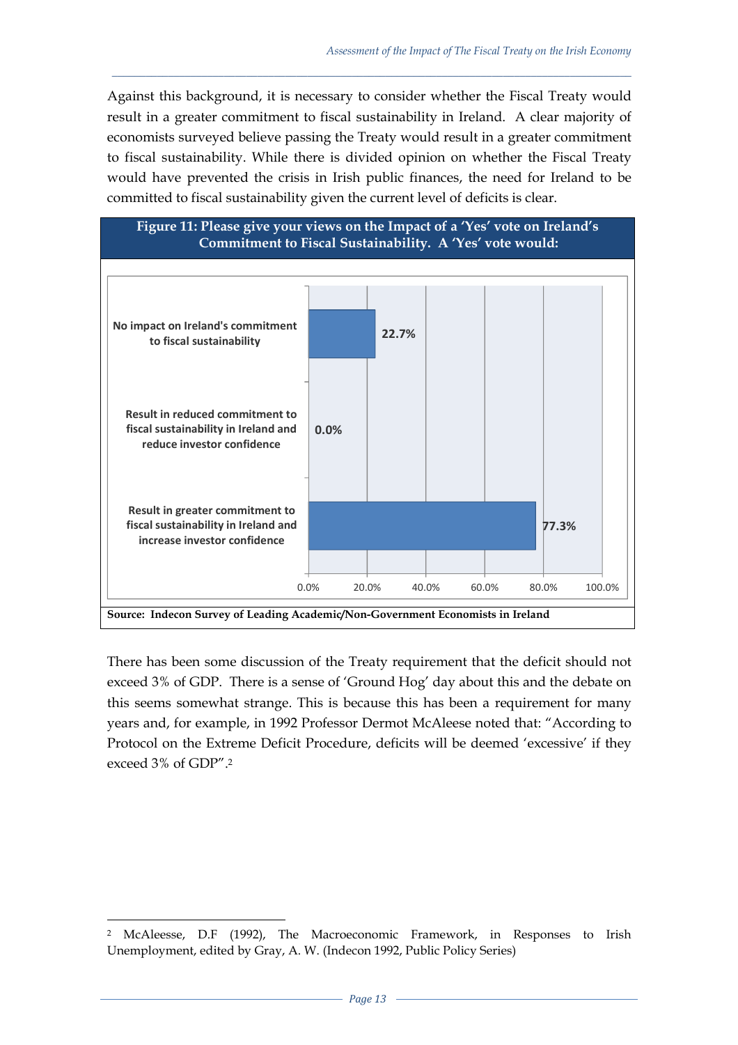Against this background, it is necessary to consider whether the Fiscal Treaty would result in a greater commitment to fiscal sustainability in Ireland. A clear majority of economists surveyed believe passing the Treaty would result in a greater commitment to fiscal sustainability. While there is divided opinion on whether the Fiscal Treaty would have prevented the crisis in Irish public finances, the need for Ireland to be committed to fiscal sustainability given the current level of deficits is clear.

**Figure 11: Please give your views on the Impact of a 'Yes' vote on Ireland's Commitment to Fiscal Sustainability. A 'Yes' vote would:**

| Response | Percentage |
|---|---|
| No impact on Ireland's commitment to fiscal sustainability | 22.7% |
| Result in reduced commitment to fiscal sustainability in Ireland and reduce investor confidence | 0.0% |
| Result in greater commitment to fiscal sustainability in Ireland and increase investor confidence | 77.3% |

**Source: Indecon Survey of Leading Academic/Non-Government Economists in Ireland**

There has been some discussion of the Treaty requirement that the deficit should not exceed 3% of GDP. There is a sense of 'Ground Hog' day about this and the debate on this seems somewhat strange. This is because this has been a requirement for many years and, for example, in 1992 Professor Dermot McAleese noted that: "According to Protocol on the Extreme Deficit Procedure, deficits will be deemed 'excessive' if they exceed 3% of GDP".[2]

[2] McAleesse, D.F (1992), The Macroeconomic Framework, in Responses to Irish Unemployment, edited by Gray, A. W. (Indecon 1992, Public Policy Series)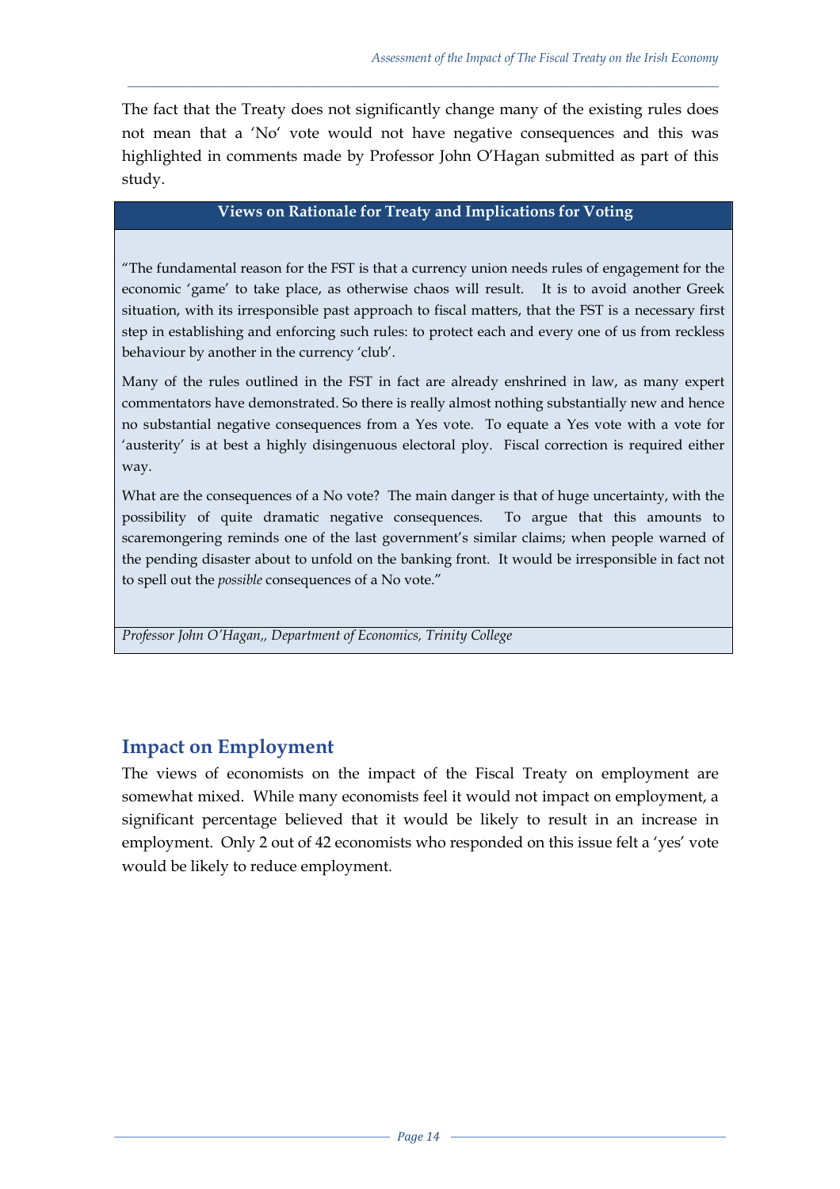The fact that the Treaty does not significantly change many of the existing rules does not mean that a 'No' vote would not have negative consequences and this was highlighted in comments made by Professor John O'Hagan submitted as part of this study.

**Views on Rationale for Treaty and Implications for Voting**

"The fundamental reason for the FST is that a currency union needs rules of engagement for the economic 'game' to take place, as otherwise chaos will result. It is to avoid another Greek situation, with its irresponsible past approach to fiscal matters, that the FST is a necessary first step in establishing and enforcing such rules: to protect each and every one of us from reckless behaviour by another in the currency 'club'.

Many of the rules outlined in the FST in fact are already enshrined in law, as many expert commentators have demonstrated. So there is really almost nothing substantially new and hence no substantial negative consequences from a Yes vote. To equate a Yes vote with a vote for 'austerity' is at best a highly disingenuous electoral ploy. Fiscal correction is required either way.

What are the consequences of a No vote? The main danger is that of huge uncertainty, with the possibility of quite dramatic negative consequences. To argue that this amounts to scaremongering reminds one of the last government's similar claims; when people warned of the pending disaster about to unfold on the banking front. It would be irresponsible in fact not to spell out the *possible* consequences of a No vote."

*Professor John O'Hagan,, Department of Economics, Trinity College*

## Impact on Employment

The views of economists on the impact of the Fiscal Treaty on employment are somewhat mixed. While many economists feel it would not impact on employment, a significant percentage believed that it would be likely to result in an increase in employment. Only 2 out of 42 economists who responded on this issue felt a 'yes' vote would be likely to reduce employment.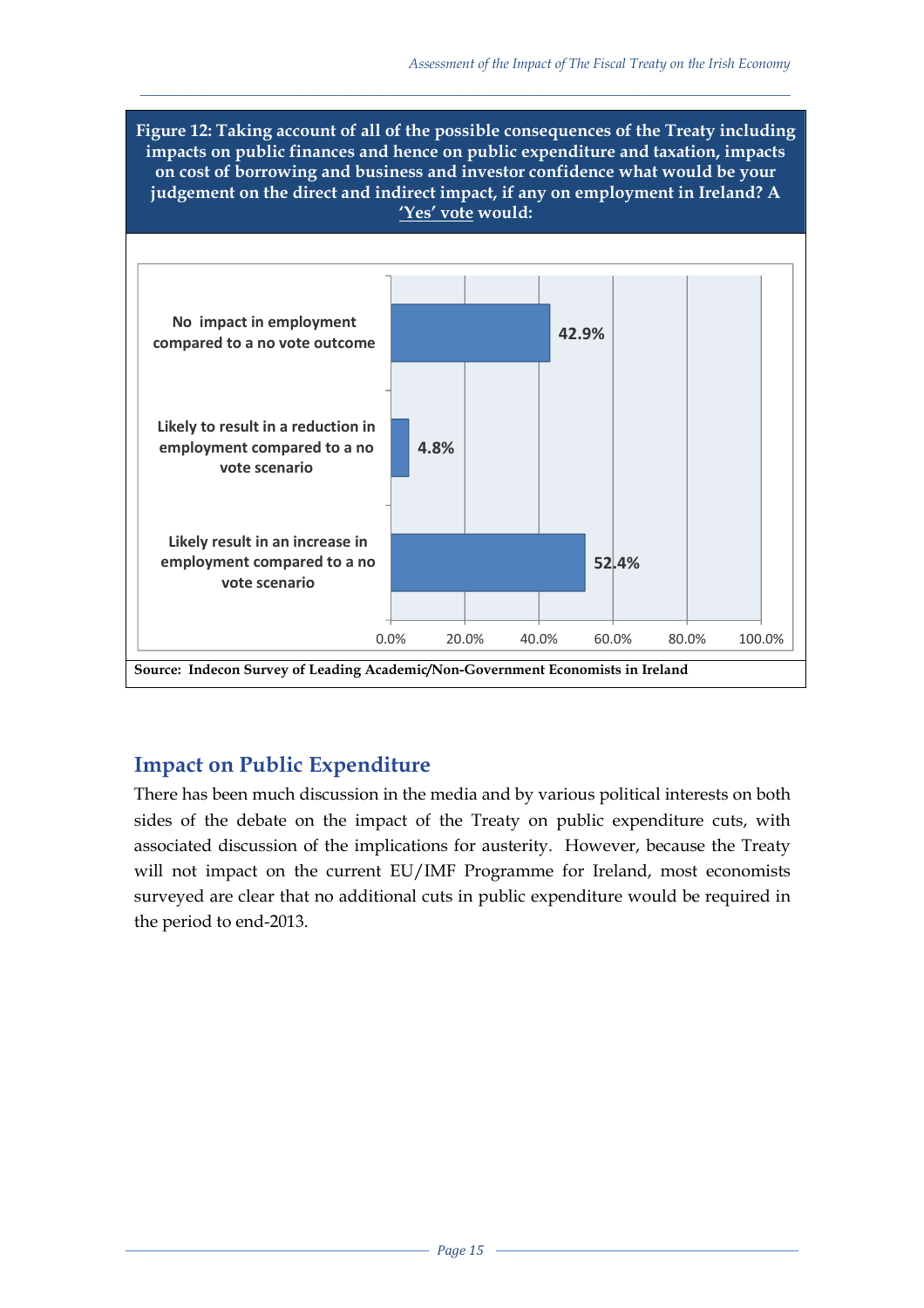**Figure 12: Taking account of all of the possible consequences of the Treaty including impacts on public finances and hence on public expenditure and taxation, impacts on cost of borrowing and business and investor confidence what would be your judgement on the direct and indirect impact, if any on employment in Ireland? A 'Yes' vote would:**

| Response | % |
|---|---|
| No impact in employment compared to a no vote outcome | 42.9% |
| Likely to result in a reduction in employment compared to a no vote scenario | 4.8% |
| Likely result in an increase in employment compared to a no vote scenario | 52.4% |

**Source: Indecon Survey of Leading Academic/Non-Government Economists in Ireland**

## Impact on Public Expenditure

There has been much discussion in the media and by various political interests on both sides of the debate on the impact of the Treaty on public expenditure cuts, with associated discussion of the implications for austerity. However, because the Treaty will not impact on the current EU/IMF Programme for Ireland, most economists surveyed are clear that no additional cuts in public expenditure would be required in the period to end-2013.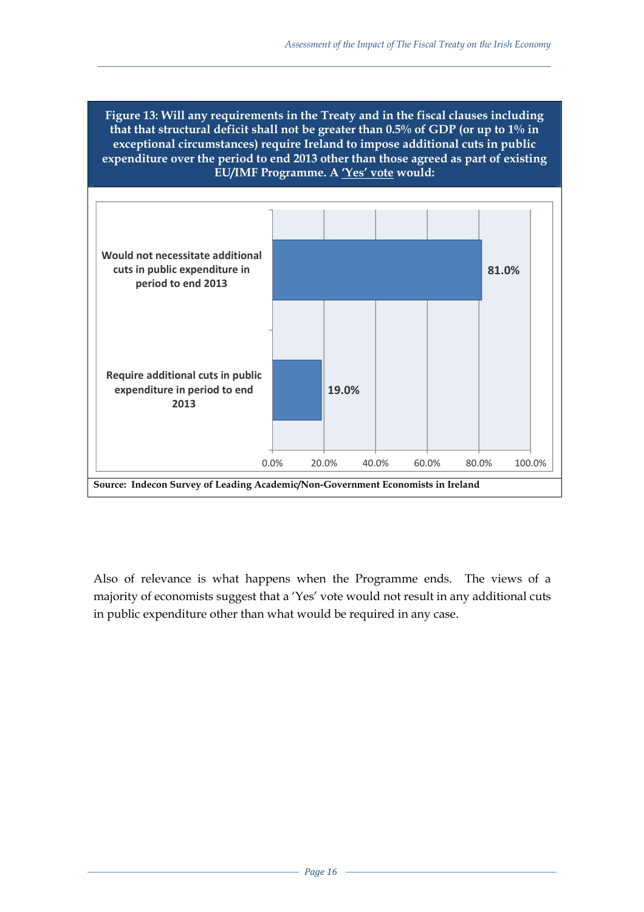**Figure 13: Will any requirements in the Treaty and in the fiscal clauses including that that structural deficit shall not be greater than 0.5% of GDP (or up to 1% in exceptional circumstances) require Ireland to impose additional cuts in public expenditure over the period to end 2013 other than those agreed as part of existing EU/IMF Programme. A 'Yes' vote would:**

| Response | Percentage |
|---|---|
| Would not necessitate additional cuts in public expenditure in period to end 2013 | 81.0% |
| Require additional cuts in public expenditure in period to end 2013 | 19.0% |

**Source: Indecon Survey of Leading Academic/Non-Government Economists in Ireland**

Also of relevance is what happens when the Programme ends. The views of a majority of economists suggest that a 'Yes' vote would not result in any additional cuts in public expenditure other than what would be required in any case.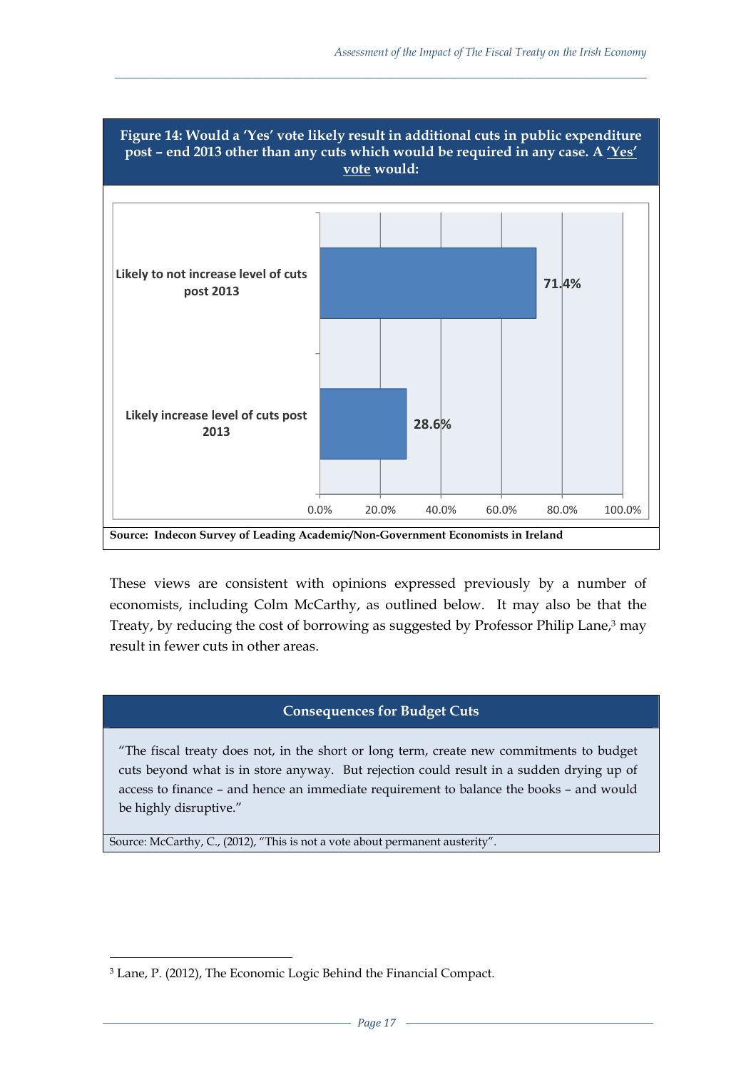**Figure 14: Would a 'Yes' vote likely result in additional cuts in public expenditure post – end 2013 other than any cuts which would be required in any case. A 'Yes' vote would:**

| | |
|---|---|
| Likely to not increase level of cuts post 2013 | 71.4% |
| Likely increase level of cuts post 2013 | 28.6% |

**Source: Indecon Survey of Leading Academic/Non-Government Economists in Ireland**

These views are consistent with opinions expressed previously by a number of economists, including Colm McCarthy, as outlined below. It may also be that the Treaty, by reducing the cost of borrowing as suggested by Professor Philip Lane,[3] may result in fewer cuts in other areas.

**Consequences for Budget Cuts**

"The fiscal treaty does not, in the short or long term, create new commitments to budget cuts beyond what is in store anyway. But rejection could result in a sudden drying up of access to finance – and hence an immediate requirement to balance the books – and would be highly disruptive."

Source: McCarthy, C., (2012), "This is not a vote about permanent austerity".

[3] Lane, P. (2012), The Economic Logic Behind the Financial Compact.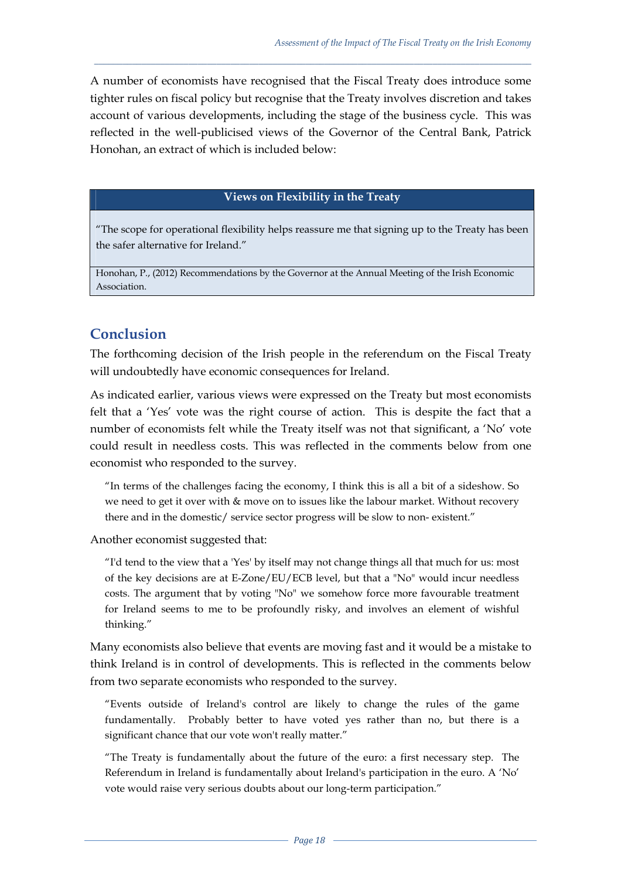A number of economists have recognised that the Fiscal Treaty does introduce some tighter rules on fiscal policy but recognise that the Treaty involves discretion and takes account of various developments, including the stage of the business cycle. This was reflected in the well-publicised views of the Governor of the Central Bank, Patrick Honohan, an extract of which is included below:

| Views on Flexibility in the Treaty |
| --- |
| "The scope for operational flexibility helps reassure me that signing up to the Treaty has been the safer alternative for Ireland." |
| Honohan, P., (2012) Recommendations by the Governor at the Annual Meeting of the Irish Economic Association. |

## Conclusion

The forthcoming decision of the Irish people in the referendum on the Fiscal Treaty will undoubtedly have economic consequences for Ireland.

As indicated earlier, various views were expressed on the Treaty but most economists felt that a 'Yes' vote was the right course of action. This is despite the fact that a number of economists felt while the Treaty itself was not that significant, a 'No' vote could result in needless costs. This was reflected in the comments below from one economist who responded to the survey.

> "In terms of the challenges facing the economy, I think this is all a bit of a sideshow. So we need to get it over with & move on to issues like the labour market. Without recovery there and in the domestic/ service sector progress will be slow to non- existent."

Another economist suggested that:

> "I'd tend to the view that a 'Yes' by itself may not change things all that much for us: most of the key decisions are at E-Zone/EU/ECB level, but that a "No" would incur needless costs. The argument that by voting "No" we somehow force more favourable treatment for Ireland seems to me to be profoundly risky, and involves an element of wishful thinking."

Many economists also believe that events are moving fast and it would be a mistake to think Ireland is in control of developments. This is reflected in the comments below from two separate economists who responded to the survey.

> "Events outside of Ireland's control are likely to change the rules of the game fundamentally. Probably better to have voted yes rather than no, but there is a significant chance that our vote won't really matter."

> "The Treaty is fundamentally about the future of the euro: a first necessary step. The Referendum in Ireland is fundamentally about Ireland's participation in the euro. A 'No' vote would raise very serious doubts about our long-term participation."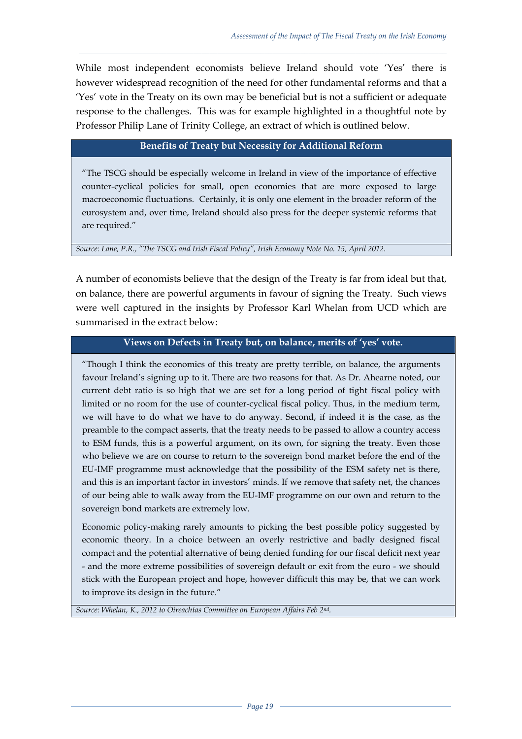While most independent economists believe Ireland should vote 'Yes' there is however widespread recognition of the need for other fundamental reforms and that a 'Yes' vote in the Treaty on its own may be beneficial but is not a sufficient or adequate response to the challenges. This was for example highlighted in a thoughtful note by Professor Philip Lane of Trinity College, an extract of which is outlined below.

**Benefits of Treaty but Necessity for Additional Reform**

"The TSCG should be especially welcome in Ireland in view of the importance of effective counter-cyclical policies for small, open economies that are more exposed to large macroeconomic fluctuations. Certainly, it is only one element in the broader reform of the eurosystem and, over time, Ireland should also press for the deeper systemic reforms that are required."

*Source: Lane, P.R., "The TSCG and Irish Fiscal Policy", Irish Economy Note No. 15, April 2012.*

A number of economists believe that the design of the Treaty is far from ideal but that, on balance, there are powerful arguments in favour of signing the Treaty. Such views were well captured in the insights by Professor Karl Whelan from UCD which are summarised in the extract below:

**Views on Defects in Treaty but, on balance, merits of 'yes' vote.**

"Though I think the economics of this treaty are pretty terrible, on balance, the arguments favour Ireland's signing up to it. There are two reasons for that. As Dr. Ahearne noted, our current debt ratio is so high that we are set for a long period of tight fiscal policy with limited or no room for the use of counter-cyclical fiscal policy. Thus, in the medium term, we will have to do what we have to do anyway. Second, if indeed it is the case, as the preamble to the compact asserts, that the treaty needs to be passed to allow a country access to ESM funds, this is a powerful argument, on its own, for signing the treaty. Even those who believe we are on course to return to the sovereign bond market before the end of the EU-IMF programme must acknowledge that the possibility of the ESM safety net is there, and this is an important factor in investors' minds. If we remove that safety net, the chances of our being able to walk away from the EU-IMF programme on our own and return to the sovereign bond markets are extremely low.

Economic policy-making rarely amounts to picking the best possible policy suggested by economic theory. In a choice between an overly restrictive and badly designed fiscal compact and the potential alternative of being denied funding for our fiscal deficit next year - and the more extreme possibilities of sovereign default or exit from the euro - we should stick with the European project and hope, however difficult this may be, that we can work to improve its design in the future."

*Source: Whelan, K., 2012 to Oireachtas Committee on European Affairs Feb 2nd.*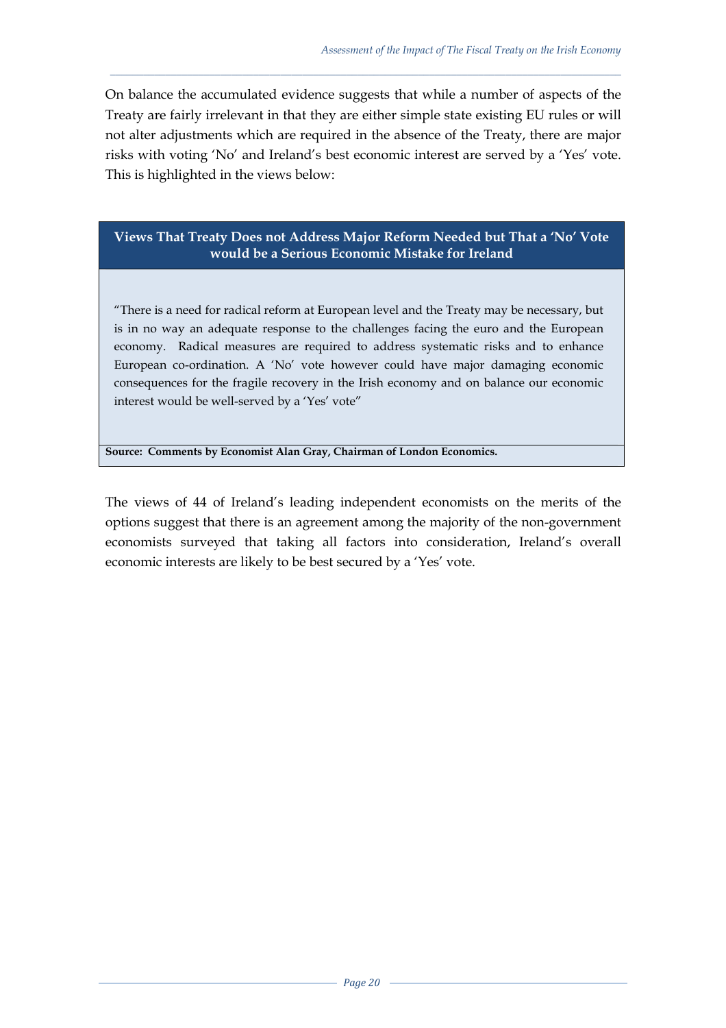On balance the accumulated evidence suggests that while a number of aspects of the Treaty are fairly irrelevant in that they are either simple state existing EU rules or will not alter adjustments which are required in the absence of the Treaty, there are major risks with voting 'No' and Ireland's best economic interest are served by a 'Yes' vote. This is highlighted in the views below:

| **Views That Treaty Does not Address Major Reform Needed but That a 'No' Vote would be a Serious Economic Mistake for Ireland** |
|---|
| "There is a need for radical reform at European level and the Treaty may be necessary, but is in no way an adequate response to the challenges facing the euro and the European economy. Radical measures are required to address systematic risks and to enhance European co-ordination. A 'No' vote however could have major damaging economic consequences for the fragile recovery in the Irish economy and on balance our economic interest would be well-served by a 'Yes' vote" |
| **Source: Comments by Economist Alan Gray, Chairman of London Economics.** |

The views of 44 of Ireland's leading independent economists on the merits of the options suggest that there is an agreement among the majority of the non-government economists surveyed that taking all factors into consideration, Ireland's overall economic interests are likely to be best secured by a 'Yes' vote.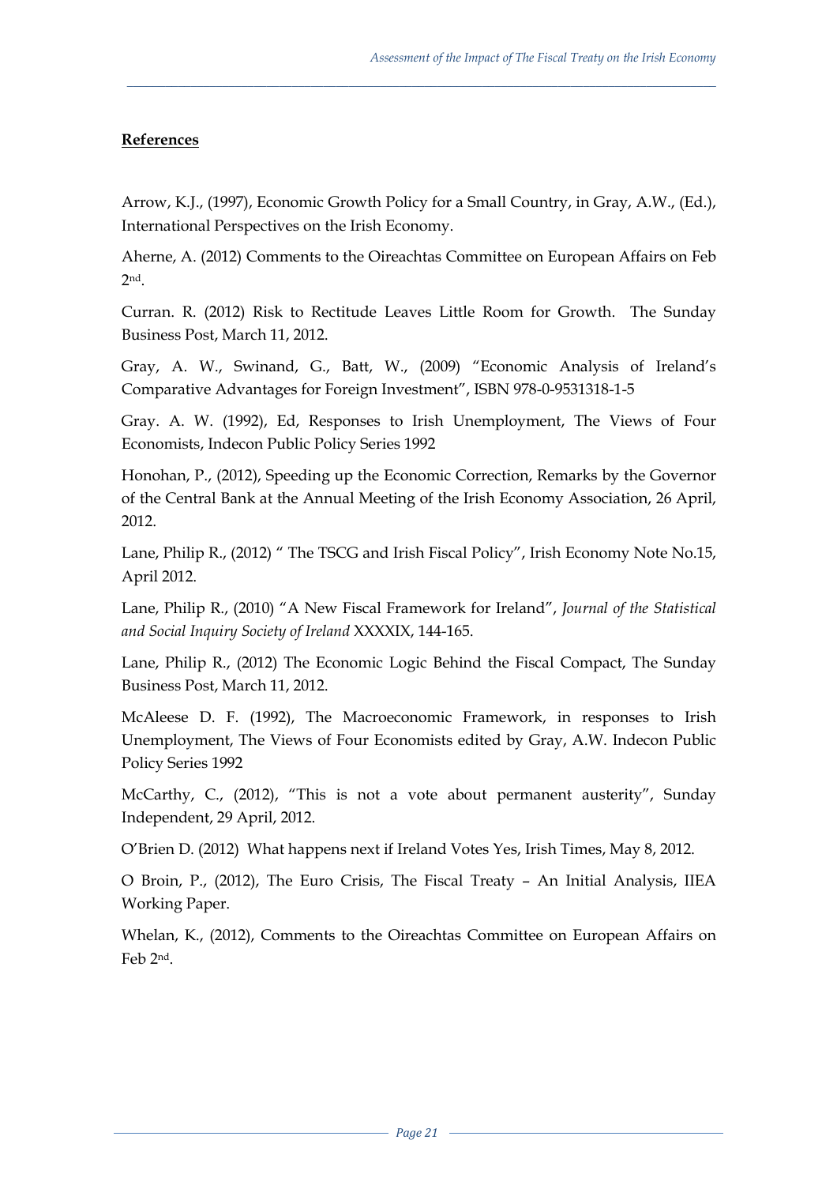**References**

Arrow, K.J., (1997), Economic Growth Policy for a Small Country, in Gray, A.W., (Ed.), International Perspectives on the Irish Economy.

Aherne, A. (2012) Comments to the Oireachtas Committee on European Affairs on Feb 2nd.

Curran. R. (2012) Risk to Rectitude Leaves Little Room for Growth. The Sunday Business Post, March 11, 2012.

Gray, A. W., Swinand, G., Batt, W., (2009) "Economic Analysis of Ireland's Comparative Advantages for Foreign Investment", ISBN 978-0-9531318-1-5

Gray. A. W. (1992), Ed, Responses to Irish Unemployment, The Views of Four Economists, Indecon Public Policy Series 1992

Honohan, P., (2012), Speeding up the Economic Correction, Remarks by the Governor of the Central Bank at the Annual Meeting of the Irish Economy Association, 26 April, 2012.

Lane, Philip R., (2012) " The TSCG and Irish Fiscal Policy", Irish Economy Note No.15, April 2012.

Lane, Philip R., (2010) "A New Fiscal Framework for Ireland", *Journal of the Statistical and Social Inquiry Society of Ireland* XXXXIX, 144-165.

Lane, Philip R., (2012) The Economic Logic Behind the Fiscal Compact, The Sunday Business Post, March 11, 2012.

McAleese D. F. (1992), The Macroeconomic Framework, in responses to Irish Unemployment, The Views of Four Economists edited by Gray, A.W. Indecon Public Policy Series 1992

McCarthy, C., (2012), "This is not a vote about permanent austerity", Sunday Independent, 29 April, 2012.

O'Brien D. (2012) What happens next if Ireland Votes Yes, Irish Times, May 8, 2012.

O Broin, P., (2012), The Euro Crisis, The Fiscal Treaty – An Initial Analysis, IIEA Working Paper.

Whelan, K., (2012), Comments to the Oireachtas Committee on European Affairs on Feb 2nd.